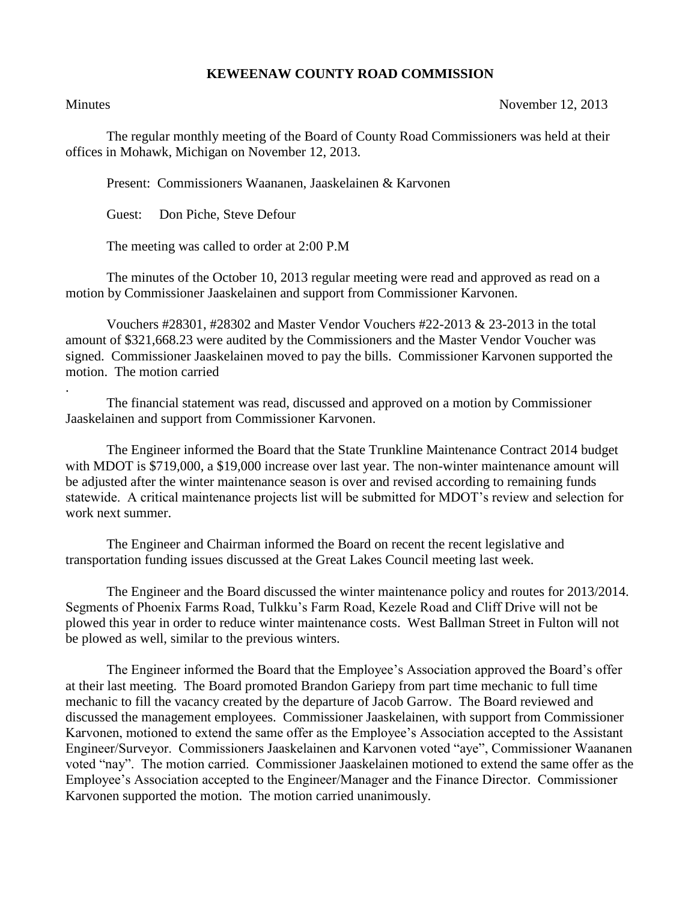# KEWEENAW COUNTY ROAD COMMISSION

Minutes November 12, 2013

The regular monthly meeting of the Board of County Road Commissioners was held at their offices in Mohawk, Michigan on November 12, 2013.

Present: Commissioners Waananen, Jaaskelainen & Karvonen

Guest: Don Piche, Steve Defour

The meeting was called to order at 2:00 P.M

The minutes of the October 10, 2013 regular meeting were read and approved as read on a motion by Commissioner Jaaskelainen and support from Commissioner Karvonen.

Vouchers #28301, #28302 and Master Vendor Vouchers #22-2013 & 23-2013 in the total amount of $321,668.23 were audited by the Commissioners and the Master Vendor Voucher was signed. Commissioner Jaaskelainen moved to pay the bills. Commissioner Karvonen supported the motion. The motion carried

.

The financial statement was read, discussed and approved on a motion by Commissioner Jaaskelainen and support from Commissioner Karvonen.

The Engineer informed the Board that the State Trunkline Maintenance Contract 2014 budget with MDOT is $719,000, a $19,000 increase over last year. The non-winter maintenance amount will be adjusted after the winter maintenance season is over and revised according to remaining funds statewide. A critical maintenance projects list will be submitted for MDOT's review and selection for work next summer.

The Engineer and Chairman informed the Board on recent the recent legislative and transportation funding issues discussed at the Great Lakes Council meeting last week.

The Engineer and the Board discussed the winter maintenance policy and routes for 2013/2014. Segments of Phoenix Farms Road, Tulkku's Farm Road, Kezele Road and Cliff Drive will not be plowed this year in order to reduce winter maintenance costs. West Ballman Street in Fulton will not be plowed as well, similar to the previous winters.

The Engineer informed the Board that the Employee's Association approved the Board's offer at their last meeting. The Board promoted Brandon Gariepy from part time mechanic to full time mechanic to fill the vacancy created by the departure of Jacob Garrow. The Board reviewed and discussed the management employees. Commissioner Jaaskelainen, with support from Commissioner Karvonen, motioned to extend the same offer as the Employee's Association accepted to the Assistant Engineer/Surveyor. Commissioners Jaaskelainen and Karvonen voted "aye", Commissioner Waananen voted "nay". The motion carried. Commissioner Jaaskelainen motioned to extend the same offer as the Employee's Association accepted to the Engineer/Manager and the Finance Director. Commissioner Karvonen supported the motion. The motion carried unanimously.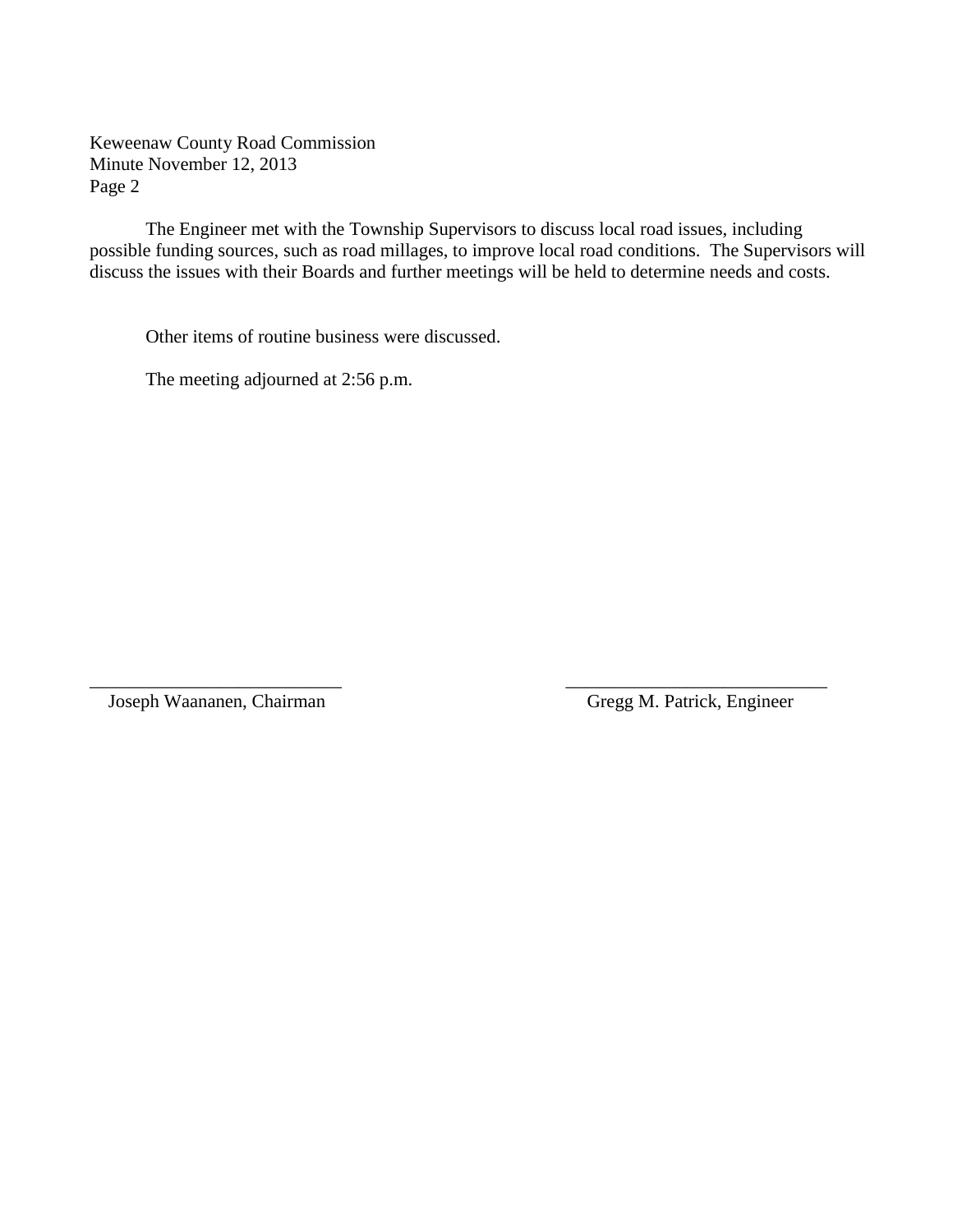The Engineer met with the Township Supervisors to discuss local road issues, including possible funding sources, such as road millages, to improve local road conditions. The Supervisors will discuss the issues with their Boards and further meetings will be held to determine needs and costs.

Other items of routine business were discussed.

The meeting adjourned at 2:56 p.m.

\_\_\_\_\_\_\_\_\_\_\_\_\_\_\_\_\_\_\_\_\_\_\_\_\_\_\_
Joseph Waananen, Chairman

\_\_\_\_\_\_\_\_\_\_\_\_\_\_\_\_\_\_\_\_\_\_\_\_\_\_\_
Gregg M. Patrick, Engineer